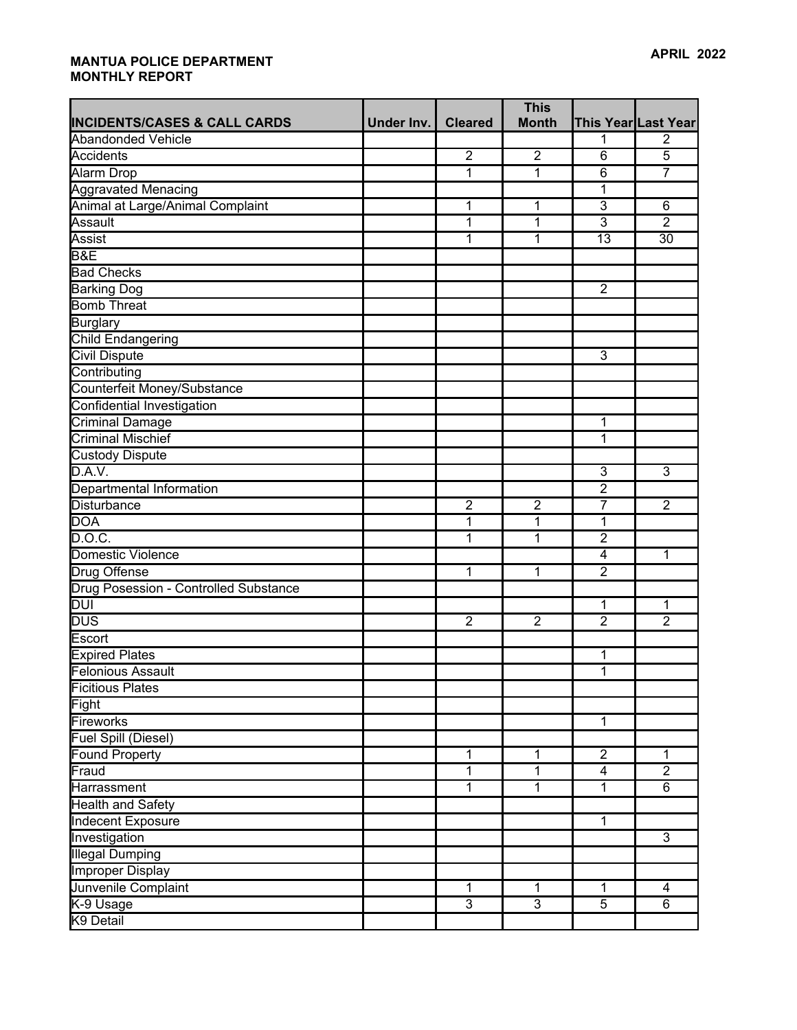**MANTUA POLICE DEPARTMENT**
**MONTHLY REPORT**

**APRIL 2022**

| INCIDENTS/CASES & CALL CARDS | Under Inv. | Cleared | This Month | This Year | Last Year |
|---|---|---|---|---|---|
| Abandonded Vehicle | | | | 1 | 2 |
| Accidents | | 2 | 2 | 6 | 5 |
| Alarm Drop | | 1 | 1 | 6 | 7 |
| Aggravated Menacing | | | | 1 | |
| Animal at Large/Animal Complaint | | 1 | 1 | 3 | 6 |
| Assault | | 1 | 1 | 3 | 2 |
| Assist | | 1 | 1 | 13 | 30 |
| B&E | | | | | |
| Bad Checks | | | | | |
| Barking Dog | | | | 2 | |
| Bomb Threat | | | | | |
| Burglary | | | | | |
| Child Endangering | | | | | |
| Civil Dispute | | | | 3 | |
| Contributing | | | | | |
| Counterfeit Money/Substance | | | | | |
| Confidential Investigation | | | | | |
| Criminal Damage | | | | 1 | |
| Criminal Mischief | | | | 1 | |
| Custody Dispute | | | | | |
| D.A.V. | | | | 3 | 3 |
| Departmental Information | | | | 2 | |
| Disturbance | | 2 | 2 | 7 | 2 |
| DOA | | 1 | 1 | 1 | |
| D.O.C. | | 1 | 1 | 2 | |
| Domestic Violence | | | | 4 | 1 |
| Drug Offense | | 1 | 1 | 2 | |
| Drug Posession - Controlled Substance | | | | | |
| DUI | | | | 1 | 1 |
| DUS | | 2 | 2 | 2 | 2 |
| Escort | | | | | |
| Expired Plates | | | | 1 | |
| Felonious Assault | | | | 1 | |
| Ficitious Plates | | | | | |
| Fight | | | | | |
| Fireworks | | | | 1 | |
| Fuel Spill (Diesel) | | | | | |
| Found Property | | 1 | 1 | 2 | 1 |
| Fraud | | 1 | 1 | 4 | 2 |
| Harrassment | | 1 | 1 | 1 | 6 |
| Health and Safety | | | | | |
| Indecent Exposure | | | | 1 | |
| Investigation | | | | | 3 |
| Illegal Dumping | | | | | |
| Improper Display | | | | | |
| Junvenile Complaint | | 1 | 1 | 1 | 4 |
| K-9 Usage | | 3 | 3 | 5 | 6 |
| K9 Detail | | | | | |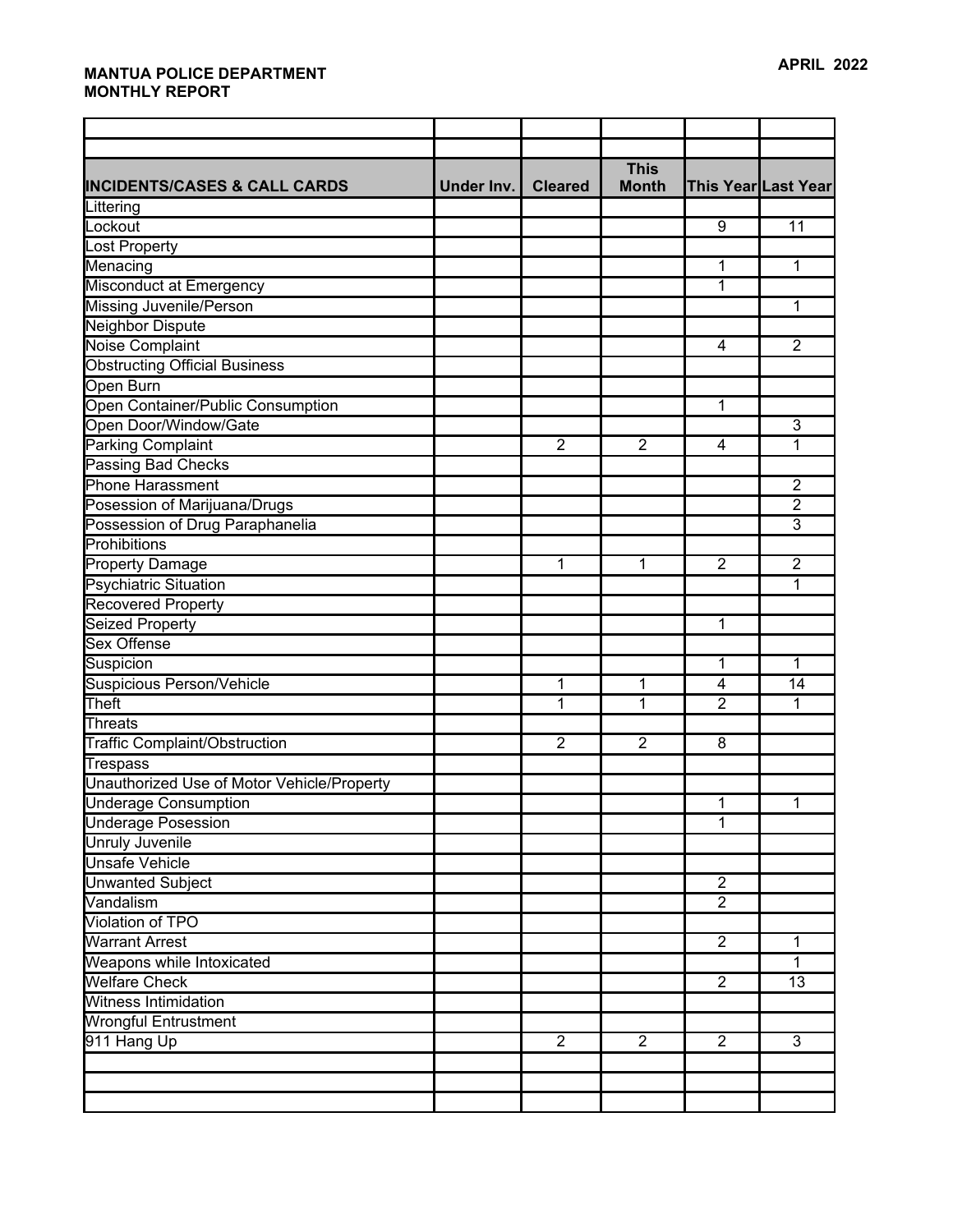**MANTUA POLICE DEPARTMENT**
**MONTHLY REPORT**

**APRIL 2022**

| INCIDENTS/CASES & CALL CARDS | Under Inv. | Cleared | This Month | This Year | Last Year |
|---|---|---|---|---|---|
| Littering | | | | | |
| Lockout | | | | 9 | 11 |
| Lost Property | | | | | |
| Menacing | | | | 1 | 1 |
| Misconduct at Emergency | | | | 1 | |
| Missing Juvenile/Person | | | | | 1 |
| Neighbor Dispute | | | | | |
| Noise Complaint | | | | 4 | 2 |
| Obstructing Official Business | | | | | |
| Open Burn | | | | | |
| Open Container/Public Consumption | | | | 1 | |
| Open Door/Window/Gate | | | | | 3 |
| Parking Complaint | | 2 | 2 | 4 | 1 |
| Passing Bad Checks | | | | | |
| Phone Harassment | | | | | 2 |
| Posession of Marijuana/Drugs | | | | | 2 |
| Possession of Drug Paraphanelia | | | | | 3 |
| Prohibitions | | | | | |
| Property Damage | | 1 | 1 | 2 | 2 |
| Psychiatric Situation | | | | | 1 |
| Recovered Property | | | | | |
| Seized Property | | | | 1 | |
| Sex Offense | | | | | |
| Suspicion | | | | 1 | 1 |
| Suspicious Person/Vehicle | | 1 | 1 | 4 | 14 |
| Theft | | 1 | 1 | 2 | 1 |
| Threats | | | | | |
| Traffic Complaint/Obstruction | | 2 | 2 | 8 | |
| Trespass | | | | | |
| Unauthorized Use of Motor Vehicle/Property | | | | | |
| Underage Consumption | | | | 1 | 1 |
| Underage Posession | | | | 1 | |
| Unruly Juvenile | | | | | |
| Unsafe Vehicle | | | | | |
| Unwanted Subject | | | | 2 | |
| Vandalism | | | | 2 | |
| Violation of TPO | | | | | |
| Warrant Arrest | | | | 2 | 1 |
| Weapons while Intoxicated | | | | | 1 |
| Welfare Check | | | | 2 | 13 |
| Witness Intimidation | | | | | |
| Wrongful Entrustment | | | | | |
| 911 Hang Up | | 2 | 2 | 2 | 3 |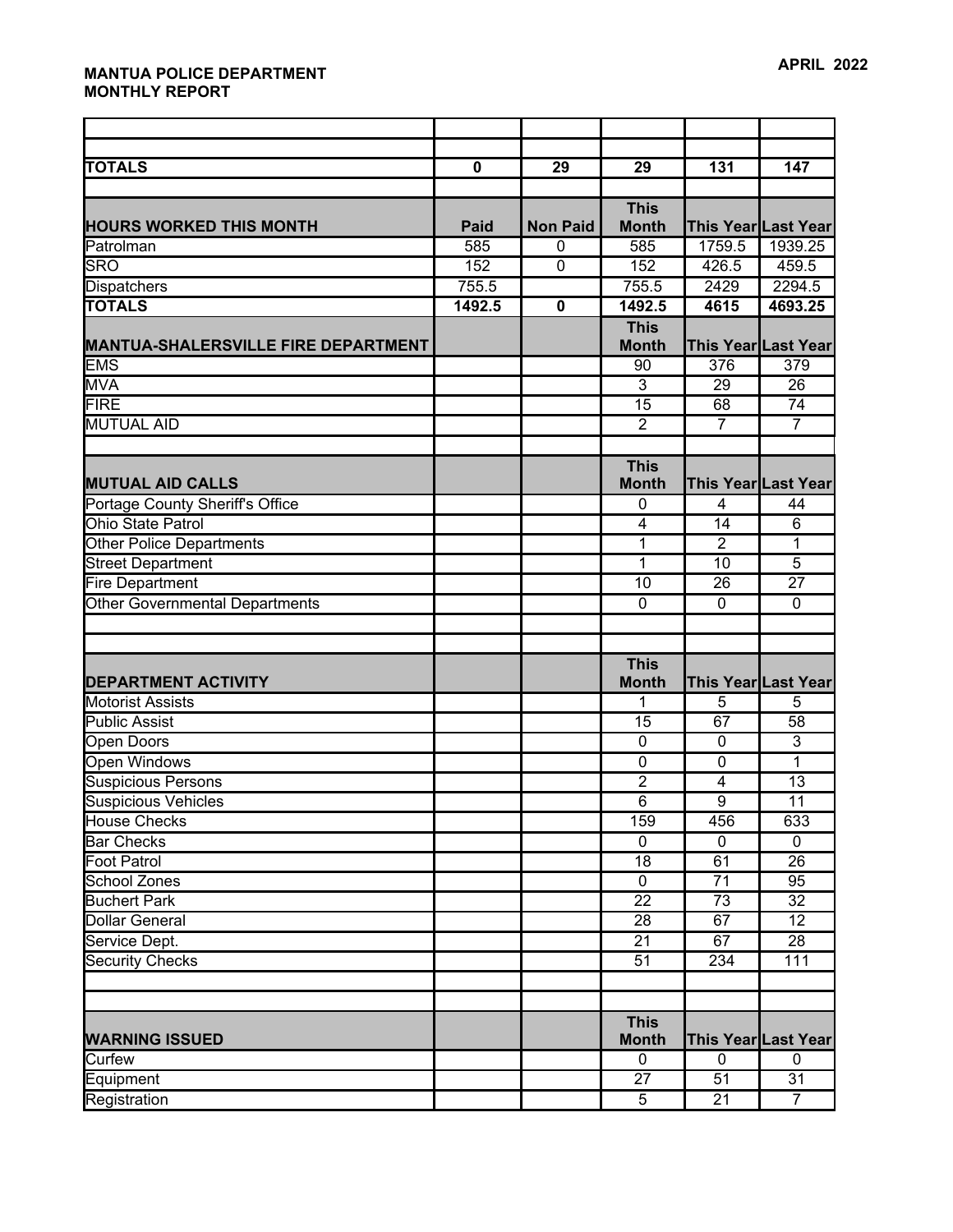**MANTUA POLICE DEPARTMENT**
**MONTHLY REPORT**

**APRIL 2022**

| | | | | | |
|---|---|---|---|---|---|
| | | | | | |
| **TOTALS** | **0** | **29** | **29** | **131** | **147** |
| | | | | | |
| **HOURS WORKED THIS MONTH** | **Paid** | **Non Paid** | **This Month** | **This Year** | **Last Year** |
| Patrolman | 585 | 0 | 585 | 1759.5 | 1939.25 |
| SRO | 152 | 0 | 152 | 426.5 | 459.5 |
| Dispatchers | 755.5 | | 755.5 | 2429 | 2294.5 |
| **TOTALS** | **1492.5** | **0** | **1492.5** | **4615** | **4693.25** |
| **MANTUA-SHALERSVILLE FIRE DEPARTMENT** | | | **This Month** | **This Year** | **Last Year** |
| EMS | | | 90 | 376 | 379 |
| MVA | | | 3 | 29 | 26 |
| FIRE | | | 15 | 68 | 74 |
| MUTUAL AID | | | 2 | 7 | 7 |
| | | | | | |
| **MUTUAL AID CALLS** | | | **This Month** | **This Year** | **Last Year** |
| Portage County Sheriff's Office | | | 0 | 4 | 44 |
| Ohio State Patrol | | | 4 | 14 | 6 |
| Other Police Departments | | | 1 | 2 | 1 |
| Street Department | | | 1 | 10 | 5 |
| Fire Department | | | 10 | 26 | 27 |
| Other Governmental Departments | | | 0 | 0 | 0 |
| | | | | | |
| | | | | | |
| **DEPARTMENT ACTIVITY** | | | **This Month** | **This Year** | **Last Year** |
| Motorist Assists | | | 1 | 5 | 5 |
| Public Assist | | | 15 | 67 | 58 |
| Open Doors | | | 0 | 0 | 3 |
| Open Windows | | | 0 | 0 | 1 |
| Suspicious Persons | | | 2 | 4 | 13 |
| Suspicious Vehicles | | | 6 | 9 | 11 |
| House Checks | | | 159 | 456 | 633 |
| Bar Checks | | | 0 | 0 | 0 |
| Foot Patrol | | | 18 | 61 | 26 |
| School Zones | | | 0 | 71 | 95 |
| Buchert Park | | | 22 | 73 | 32 |
| Dollar General | | | 28 | 67 | 12 |
| Service Dept. | | | 21 | 67 | 28 |
| Security Checks | | | 51 | 234 | 111 |
| | | | | | |
| | | | | | |
| **WARNING ISSUED** | | | **This Month** | **This Year** | **Last Year** |
| Curfew | | | 0 | 0 | 0 |
| Equipment | | | 27 | 51 | 31 |
| Registration | | | 5 | 21 | 7 |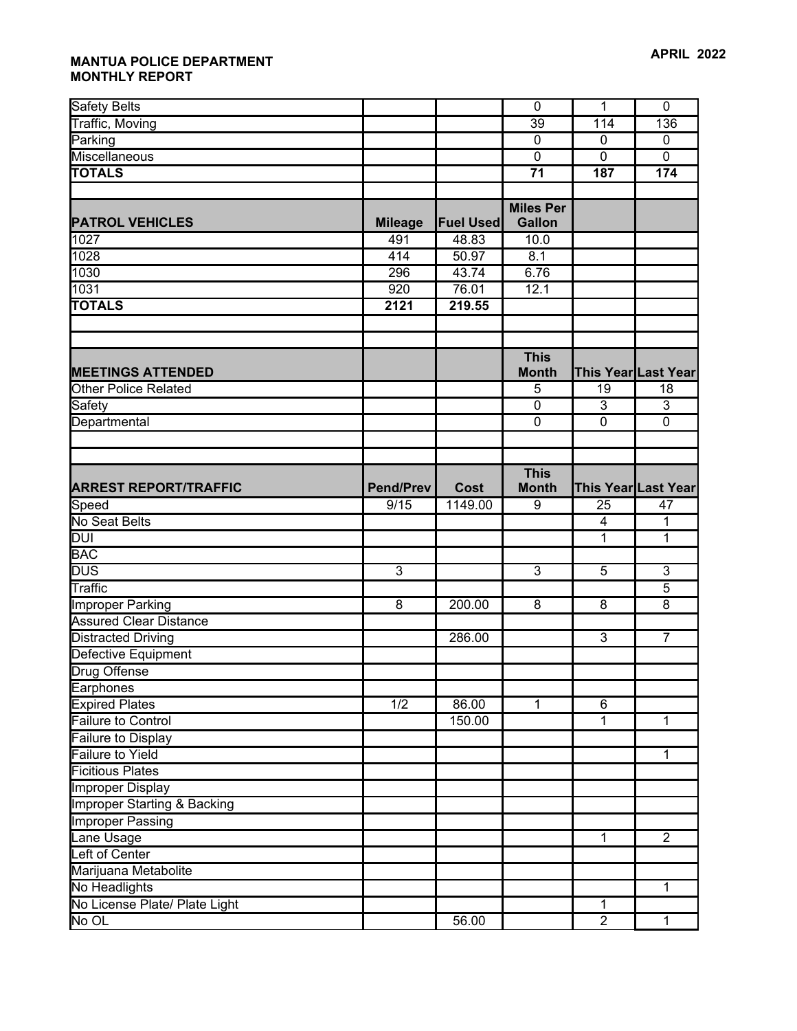**MANTUA POLICE DEPARTMENT**
**MONTHLY REPORT**

**APRIL 2022**

| | | | | | |
|---|---|---|---|---|---|
| Safety Belts | | | 0 | 1 | 0 |
| Traffic, Moving | | | 39 | 114 | 136 |
| Parking | | | 0 | 0 | 0 |
| Miscellaneous | | | 0 | 0 | 0 |
| **TOTALS** | | | **71** | **187** | **174** |

| **PATROL VEHICLES** | **Mileage** | **Fuel Used** | **Miles Per Gallon** | | |
|---|---|---|---|---|---|
| 1027 | 491 | 48.83 | 10.0 | | |
| 1028 | 414 | 50.97 | 8.1 | | |
| 1030 | 296 | 43.74 | 6.76 | | |
| 1031 | 920 | 76.01 | 12.1 | | |
| **TOTALS** | **2121** | **219.55** | | | |

| **MEETINGS ATTENDED** | | | **This Month** | **This Year** | **Last Year** |
|---|---|---|---|---|---|
| Other Police Related | | | 5 | 19 | 18 |
| Safety | | | 0 | 3 | 3 |
| Departmental | | | 0 | 0 | 0 |

| **ARREST REPORT/TRAFFIC** | **Pend/Prev** | **Cost** | **This Month** | **This Year** | **Last Year** |
|---|---|---|---|---|---|
| Speed | 9/15 | 1149.00 | 9 | 25 | 47 |
| No Seat Belts | | | | 4 | 1 |
| DUI | | | | 1 | 1 |
| BAC | | | | | |
| DUS | 3 | | 3 | 5 | 3 |
| Traffic | | | | | 5 |
| Improper Parking | 8 | 200.00 | 8 | 8 | 8 |
| Assured Clear Distance | | | | | |
| Distracted Driving | | 286.00 | | 3 | 7 |
| Defective Equipment | | | | | |
| Drug Offense | | | | | |
| Earphones | | | | | |
| Expired Plates | 1/2 | 86.00 | 1 | 6 | |
| Failure to Control | | 150.00 | | 1 | 1 |
| Failure to Display | | | | | |
| Failure to Yield | | | | | 1 |
| Ficitious Plates | | | | | |
| Improper Display | | | | | |
| Improper Starting & Backing | | | | | |
| Improper Passing | | | | | |
| Lane Usage | | | | 1 | 2 |
| Left of Center | | | | | |
| Marijuana Metabolite | | | | | |
| No Headlights | | | | | 1 |
| No License Plate/ Plate Light | | | | 1 | |
| No OL | | 56.00 | | 2 | 1 |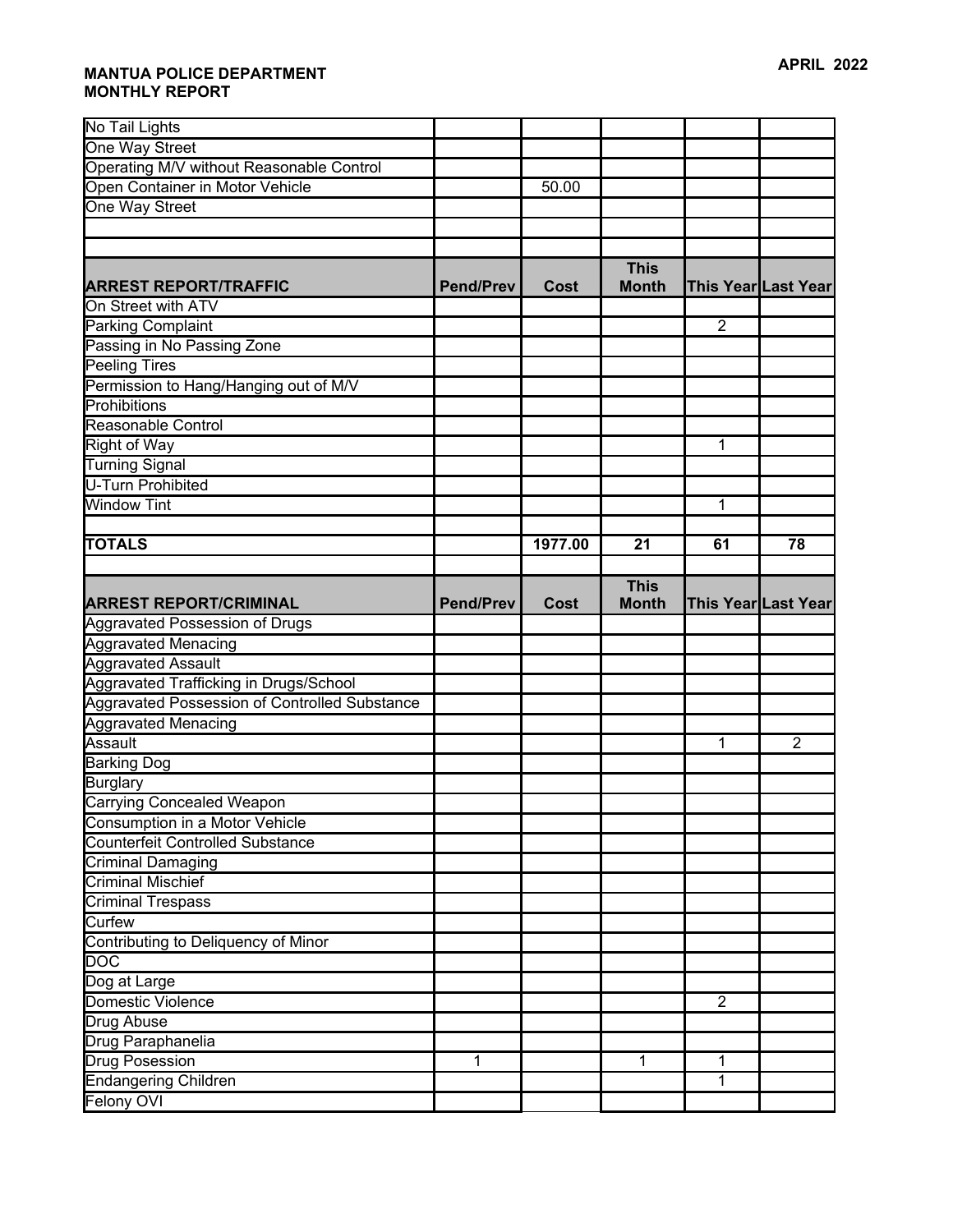**MANTUA POLICE DEPARTMENT**
**MONTHLY REPORT**

**APRIL 2022**

| | | | | | |
|---|---|---|---|---|---|
| No Tail Lights | | | | | |
| One Way Street | | | | | |
| Operating M/V without Reasonable Control | | | | | |
| Open Container in Motor Vehicle | | 50.00 | | | |
| One Way Street | | | | | |
| | | | | | |
| | | | | | |

| ARREST REPORT/TRAFFIC | Pend/Prev | Cost | This Month | This Year | Last Year |
|---|---|---|---|---|---|
| On Street with ATV | | | | | |
| Parking Complaint | | | | 2 | |
| Passing in No Passing Zone | | | | | |
| Peeling Tires | | | | | |
| Permission to Hang/Hanging out of M/V | | | | | |
| Prohibitions | | | | | |
| Reasonable Control | | | | | |
| Right of Way | | | | 1 | |
| Turning Signal | | | | | |
| U-Turn Prohibited | | | | | |
| Window Tint | | | | 1 | |
| | | | | | |
| **TOTALS** | | **1977.00** | **21** | **61** | **78** |

| ARREST REPORT/CRIMINAL | Pend/Prev | Cost | This Month | This Year | Last Year |
|---|---|---|---|---|---|
| Aggravated Possession of Drugs | | | | | |
| Aggravated Menacing | | | | | |
| Aggravated Assault | | | | | |
| Aggravated Trafficking in Drugs/School | | | | | |
| Aggravated Possession of Controlled Substance | | | | | |
| Aggravated Menacing | | | | | |
| Assault | | | | 1 | 2 |
| Barking Dog | | | | | |
| Burglary | | | | | |
| Carrying Concealed Weapon | | | | | |
| Consumption in a Motor Vehicle | | | | | |
| Counterfeit Controlled Substance | | | | | |
| Criminal Damaging | | | | | |
| Criminal Mischief | | | | | |
| Criminal Trespass | | | | | |
| Curfew | | | | | |
| Contributing to Deliquency of Minor | | | | | |
| DOC | | | | | |
| Dog at Large | | | | | |
| Domestic Violence | | | | 2 | |
| Drug Abuse | | | | | |
| Drug Paraphanelia | | | | | |
| Drug Posession | 1 | | 1 | 1 | |
| Endangering Children | | | | 1 | |
| Felony OVI | | | | | |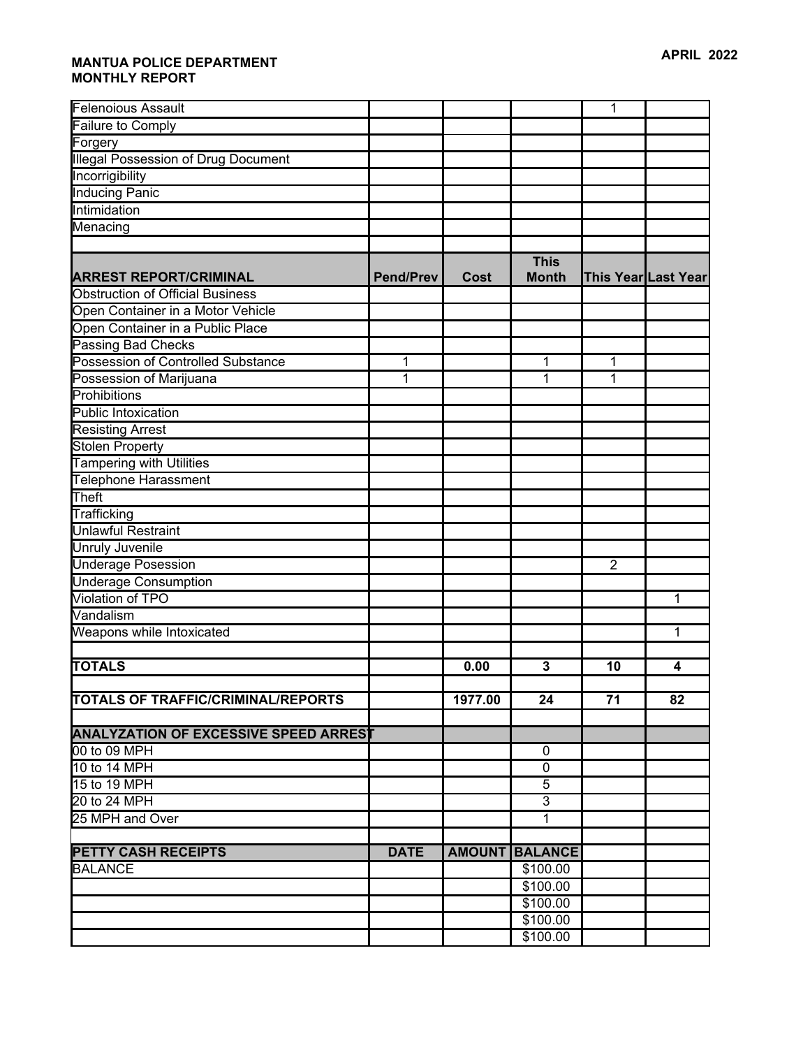**MANTUA POLICE DEPARTMENT**
**MONTHLY REPORT**

**APRIL 2022**

| | | | | | |
|---|---|---|---|---|---|
| Felenoious Assault | | | | 1 | |
| Failure to Comply | | | | | |
| Forgery | | | | | |
| Illegal Possession of Drug Document | | | | | |
| Incorrigibility | | | | | |
| Inducing Panic | | | | | |
| Intimidation | | | | | |
| Menacing | | | | | |
| | | | | | |
| **ARREST REPORT/CRIMINAL** | **Pend/Prev** | **Cost** | **This Month** | **This Year** | **Last Year** |
| Obstruction of Official Business | | | | | |
| Open Container in a Motor Vehicle | | | | | |
| Open Container in a Public Place | | | | | |
| Passing Bad Checks | | | | | |
| Possession of Controlled Substance | 1 | | 1 | 1 | |
| Possession of Marijuana | 1 | | 1 | 1 | |
| Prohibitions | | | | | |
| Public Intoxication | | | | | |
| Resisting Arrest | | | | | |
| Stolen Property | | | | | |
| Tampering with Utilities | | | | | |
| Telephone Harassment | | | | | |
| Theft | | | | | |
| Trafficking | | | | | |
| Unlawful Restraint | | | | | |
| Unruly Juvenile | | | | | |
| Underage Posession | | | | 2 | |
| Underage Consumption | | | | | |
| Violation of TPO | | | | | 1 |
| Vandalism | | | | | |
| Weapons while Intoxicated | | | | | 1 |
| | | | | | |
| **TOTALS** | | **0.00** | **3** | **10** | **4** |
| | | | | | |
| **TOTALS OF TRAFFIC/CRIMINAL/REPORTS** | | **1977.00** | **24** | **71** | **82** |
| | | | | | |
| **ANALYZATION OF EXCESSIVE SPEED ARREST** | | | | | |
| 00 to 09 MPH | | | 0 | | |
| 10 to 14 MPH | | | 0 | | |
| 15 to 19 MPH | | | 5 | | |
| 20 to 24 MPH | | | 3 | | |
| 25 MPH and Over | | | 1 | | |
| | | | | | |
| **PETTY CASH RECEIPTS** | **DATE** | **AMOUNT** | **BALANCE** | | |
| BALANCE | | | $100.00 | | |
| | | | $100.00 | | |
| | | | $100.00 | | |
| | | | $100.00 | | |
| | | | $100.00 | | |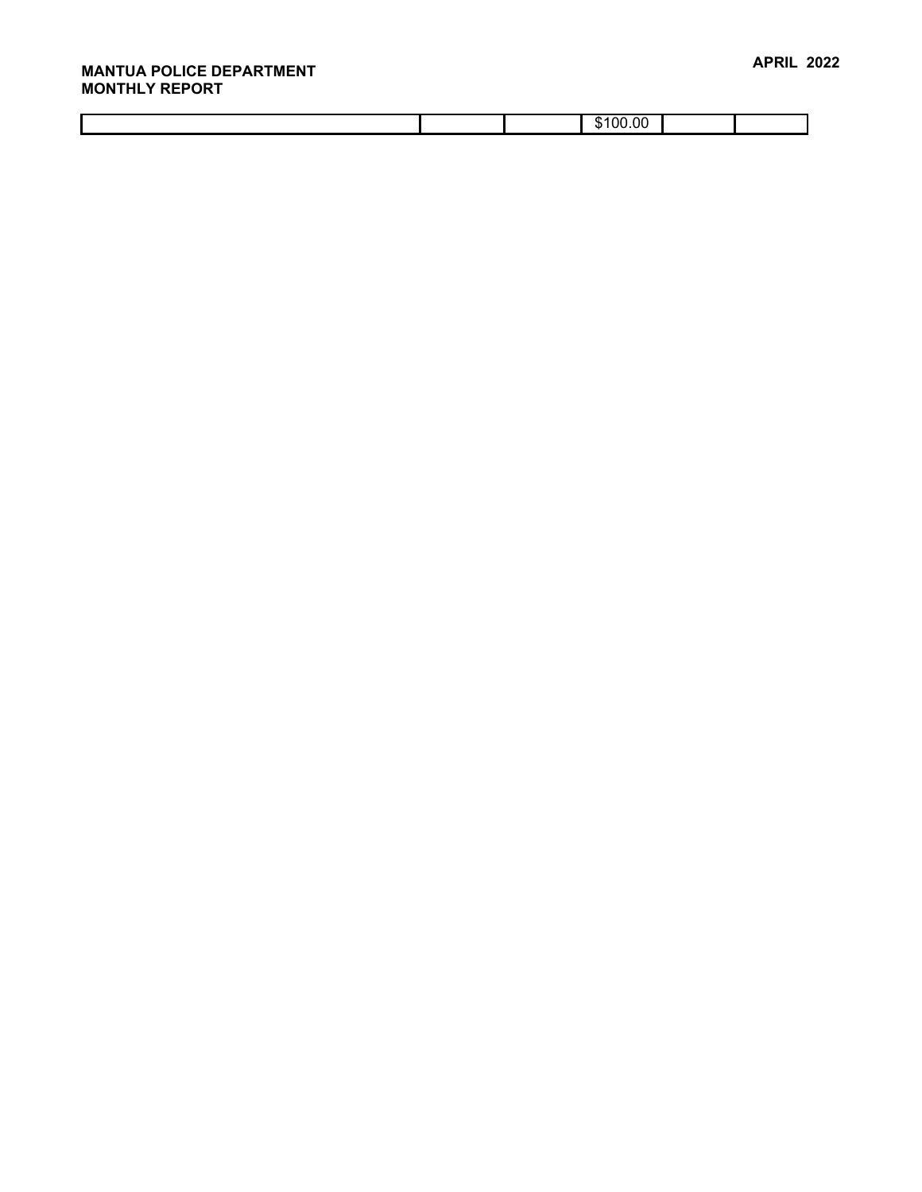| | | | | | |
|---|---|---|---|---|---|
| | | | $100.00 | | |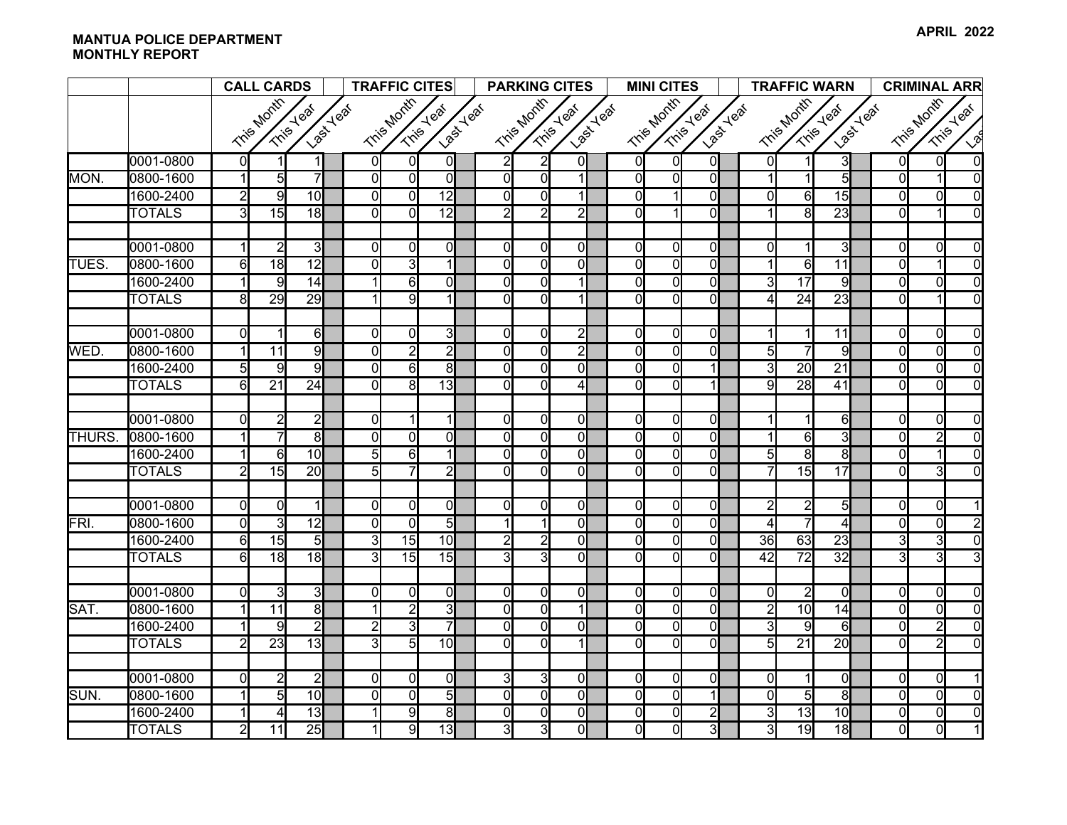**MANTUA POLICE DEPARTMENT**
**MONTHLY REPORT**

**APRIL 2022**

| | | CALL CARDS | | | TRAFFIC CITES | | | PARKING CITES | | | MINI CITES | | | TRAFFIC WARN | | | CRIMINAL ARR | | |
|---|---|---|---|---|---|---|---|---|---|---|---|---|---|---|---|---|---|---|---|
| | | This Month | This Year | Last Year | This Month | This Year | Last Year | This Month | This Year | Last Year | This Month | This Year | Last Year | This Month | This Year | Last Year | This Month | This Year | Las |
| | 0001-0800 | 0 | 1 | 1 | 0 | 0 | 0 | 2 | 2 | 0 | 0 | 0 | 0 | 0 | 1 | 3 | 0 | 0 | 0 |
| MON. | 0800-1600 | 1 | 5 | 7 | 0 | 0 | 0 | 0 | 0 | 1 | 0 | 0 | 0 | 1 | 1 | 5 | 0 | 1 | 0 |
| | 1600-2400 | 2 | 9 | 10 | 0 | 0 | 12 | 0 | 0 | 1 | 0 | 1 | 0 | 0 | 6 | 15 | 0 | 0 | 0 |
| | TOTALS | 3 | 15 | 18 | 0 | 0 | 12 | 2 | 2 | 2 | 0 | 1 | 0 | 1 | 8 | 23 | 0 | 1 | 0 |
| | | | | | | | | | | | | | | | | | | | |
| | 0001-0800 | 1 | 2 | 3 | 0 | 0 | 0 | 0 | 0 | 0 | 0 | 0 | 0 | 0 | 1 | 3 | 0 | 0 | 0 |
| TUES. | 0800-1600 | 6 | 18 | 12 | 0 | 3 | 1 | 0 | 0 | 0 | 0 | 0 | 0 | 1 | 6 | 11 | 0 | 1 | 0 |
| | 1600-2400 | 1 | 9 | 14 | 1 | 6 | 0 | 0 | 0 | 1 | 0 | 0 | 0 | 3 | 17 | 9 | 0 | 0 | 0 |
| | TOTALS | 8 | 29 | 29 | 1 | 9 | 1 | 0 | 0 | 1 | 0 | 0 | 0 | 4 | 24 | 23 | 0 | 1 | 0 |
| | | | | | | | | | | | | | | | | | | | |
| | 0001-0800 | 0 | 1 | 6 | 0 | 0 | 3 | 0 | 0 | 2 | 0 | 0 | 0 | 1 | 1 | 11 | 0 | 0 | 0 |
| WED. | 0800-1600 | 1 | 11 | 9 | 0 | 2 | 2 | 0 | 0 | 2 | 0 | 0 | 0 | 5 | 7 | 9 | 0 | 0 | 0 |
| | 1600-2400 | 5 | 9 | 9 | 0 | 6 | 8 | 0 | 0 | 0 | 0 | 0 | 1 | 3 | 20 | 21 | 0 | 0 | 0 |
| | TOTALS | 6 | 21 | 24 | 0 | 8 | 13 | 0 | 0 | 4 | 0 | 0 | 1 | 9 | 28 | 41 | 0 | 0 | 0 |
| | | | | | | | | | | | | | | | | | | | |
| | 0001-0800 | 0 | 2 | 2 | 0 | 1 | 1 | 0 | 0 | 0 | 0 | 0 | 0 | 1 | 1 | 6 | 0 | 0 | 0 |
| THURS. | 0800-1600 | 1 | 7 | 8 | 0 | 0 | 0 | 0 | 0 | 0 | 0 | 0 | 0 | 1 | 6 | 3 | 0 | 2 | 0 |
| | 1600-2400 | 1 | 6 | 10 | 5 | 6 | 1 | 0 | 0 | 0 | 0 | 0 | 0 | 5 | 8 | 8 | 0 | 1 | 0 |
| | TOTALS | 2 | 15 | 20 | 5 | 7 | 2 | 0 | 0 | 0 | 0 | 0 | 0 | 7 | 15 | 17 | 0 | 3 | 0 |
| | | | | | | | | | | | | | | | | | | | |
| | 0001-0800 | 0 | 0 | 1 | 0 | 0 | 0 | 0 | 0 | 0 | 0 | 0 | 0 | 2 | 2 | 5 | 0 | 0 | 1 |
| FRI. | 0800-1600 | 0 | 3 | 12 | 0 | 0 | 5 | 1 | 1 | 0 | 0 | 0 | 0 | 4 | 7 | 4 | 0 | 0 | 2 |
| | 1600-2400 | 6 | 15 | 5 | 3 | 15 | 10 | 2 | 2 | 0 | 0 | 0 | 0 | 36 | 63 | 23 | 3 | 3 | 0 |
| | TOTALS | 6 | 18 | 18 | 3 | 15 | 15 | 3 | 3 | 0 | 0 | 0 | 0 | 42 | 72 | 32 | 3 | 3 | 3 |
| | | | | | | | | | | | | | | | | | | | |
| | 0001-0800 | 0 | 3 | 3 | 0 | 0 | 0 | 0 | 0 | 0 | 0 | 0 | 0 | 0 | 2 | 0 | 0 | 0 | 0 |
| SAT. | 0800-1600 | 1 | 11 | 8 | 1 | 2 | 3 | 0 | 0 | 1 | 0 | 0 | 0 | 2 | 10 | 14 | 0 | 0 | 0 |
| | 1600-2400 | 1 | 9 | 2 | 2 | 3 | 7 | 0 | 0 | 0 | 0 | 0 | 0 | 3 | 9 | 6 | 0 | 2 | 0 |
| | TOTALS | 2 | 23 | 13 | 3 | 5 | 10 | 0 | 0 | 1 | 0 | 0 | 0 | 5 | 21 | 20 | 0 | 2 | 0 |
| | | | | | | | | | | | | | | | | | | | |
| | 0001-0800 | 0 | 2 | 2 | 0 | 0 | 0 | 3 | 3 | 0 | 0 | 0 | 0 | 0 | 1 | 0 | 0 | 0 | 1 |
| SUN. | 0800-1600 | 1 | 5 | 10 | 0 | 0 | 5 | 0 | 0 | 0 | 0 | 0 | 1 | 0 | 5 | 8 | 0 | 0 | 0 |
| | 1600-2400 | 1 | 4 | 13 | 1 | 9 | 8 | 0 | 0 | 0 | 0 | 0 | 2 | 3 | 13 | 10 | 0 | 0 | 0 |
| | TOTALS | 2 | 11 | 25 | 1 | 9 | 13 | 3 | 3 | 0 | 0 | 0 | 3 | 3 | 19 | 18 | 0 | 0 | 1 |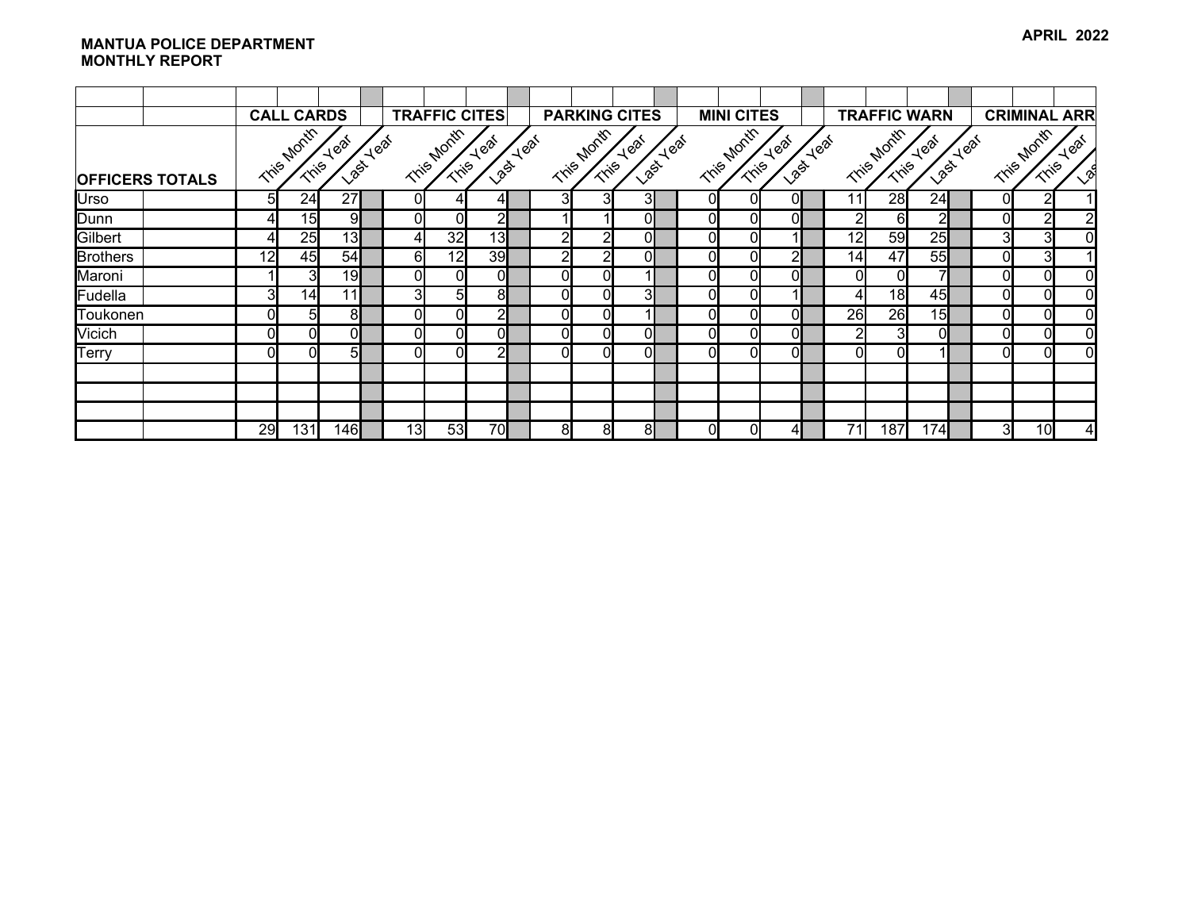**MANTUA POLICE DEPARTMENT**
**MONTHLY REPORT**

**APRIL 2022**

| | | CALL CARDS | | | | TRAFFIC CITES | | | | PARKING CITES | | | | MINI CITES | | | | TRAFFIC WARN | | | | CRIMINAL ARR | | |
|---|---|---|---|---|---|---|---|---|---|---|---|---|---|---|---|---|---|---|---|---|---|---|---|---|
| OFFICERS TOTALS | | This Month | This Year | Last Year | | This Month | This Year | Last Year | | This Month | This Year | Last Year | | This Month | This Year | Last Year | | This Month | This Year | Last Year | | This Month | This Year | Las |
| Urso | | 5 | 24 | 27 | | 0 | 4 | 4 | | 3 | 3 | 3 | | 0 | 0 | 0 | | 11 | 28 | 24 | | 0 | 2 | 1 |
| Dunn | | 4 | 15 | 9 | | 0 | 0 | 2 | | 1 | 1 | 0 | | 0 | 0 | 0 | | 2 | 6 | 2 | | 0 | 2 | 2 |
| Gilbert | | 4 | 25 | 13 | | 4 | 32 | 13 | | 2 | 2 | 0 | | 0 | 0 | 1 | | 12 | 59 | 25 | | 3 | 3 | 0 |
| Brothers | | 12 | 45 | 54 | | 6 | 12 | 39 | | 2 | 2 | 0 | | 0 | 0 | 2 | | 14 | 47 | 55 | | 0 | 3 | 1 |
| Maroni | | 1 | 3 | 19 | | 0 | 0 | 0 | | 0 | 0 | 1 | | 0 | 0 | 0 | | 0 | 0 | 7 | | 0 | 0 | 0 |
| Fudella | | 3 | 14 | 11 | | 3 | 5 | 8 | | 0 | 0 | 3 | | 0 | 0 | 1 | | 4 | 18 | 45 | | 0 | 0 | 0 |
| Toukonen | | 0 | 5 | 8 | | 0 | 0 | 2 | | 0 | 0 | 1 | | 0 | 0 | 0 | | 26 | 26 | 15 | | 0 | 0 | 0 |
| Vicich | | 0 | 0 | 0 | | 0 | 0 | 0 | | 0 | 0 | 0 | | 0 | 0 | 0 | | 2 | 3 | 0 | | 0 | 0 | 0 |
| Terry | | 0 | 0 | 5 | | 0 | 0 | 2 | | 0 | 0 | 0 | | 0 | 0 | 0 | | 0 | 0 | 1 | | 0 | 0 | 0 |
| | | | | | | | | | | | | | | | | | | | | | | | | |
| | | | | | | | | | | | | | | | | | | | | | | | | |
| | | | | | | | | | | | | | | | | | | | | | | | | |
| | | 29 | 131 | 146 | | 13 | 53 | 70 | | 8 | 8 | 8 | | 0 | 0 | 4 | | 71 | 187 | 174 | | 3 | 10 | 4 |